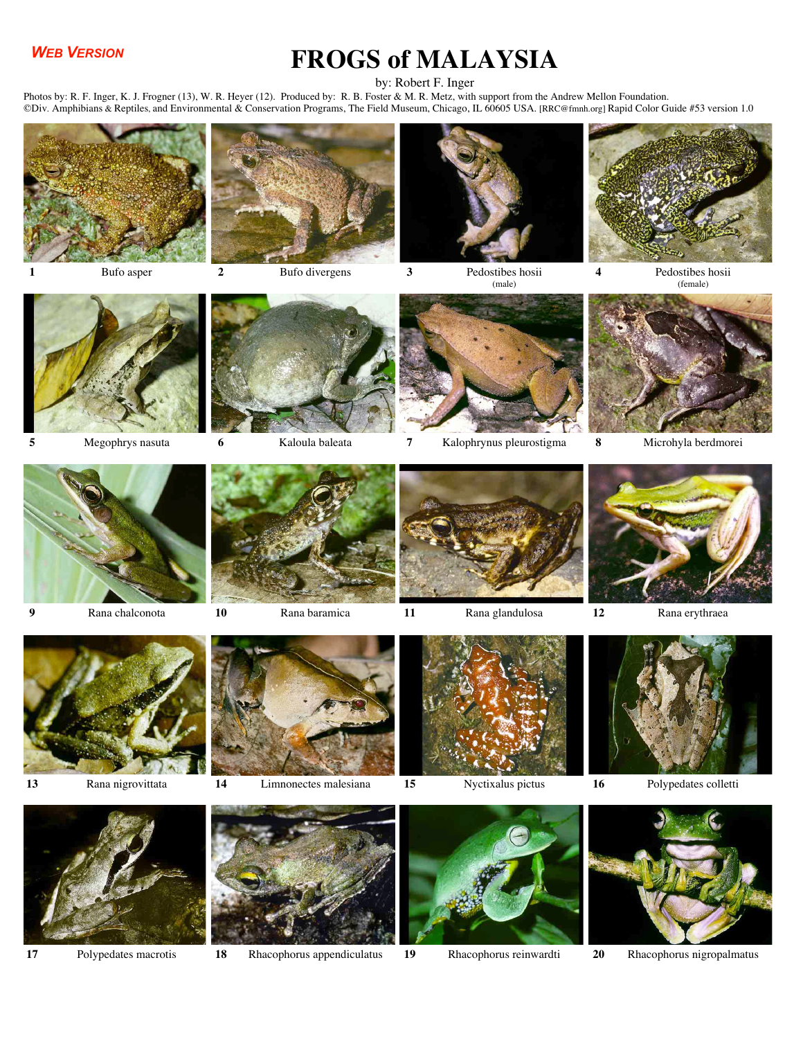*WEB VERSION*

# FROGS of MALAYSIA

by: Robert F. Inger

Photos by: R. F. Inger, K. J. Frogner (13), W. R. Heyer (12). Produced by: R. B. Foster & M. R. Metz, with support from the Andrew Mellon Foundation.
©Div. Amphibians & Reptiles, and Environmental & Conservation Programs, The Field Museum, Chicago, IL 60605 USA. [RRC@fmnh.org] Rapid Color Guide #53 version 1.0

**1** Bufo asper

**2** Bufo divergens

**3** Pedostibes hosii (male)

**4** Pedostibes hosii (female)

**5** Megophrys nasuta

**6** Kaloula baleata

**7** Kalophrynus pleurostigma

**8** Microhyla berdmorei

**9** Rana chalconota

**10** Rana baramica

**11** Rana glandulosa

**12** Rana erythraea

**13** Rana nigrovittata

**14** Limnonectes malesiana

**15** Nyctixalus pictus

**16** Polypedates colletti

**17** Polypedates macrotis

**18** Rhacophorus appendiculatus

**19** Rhacophorus reinwardti

**20** Rhacophorus nigropalmatus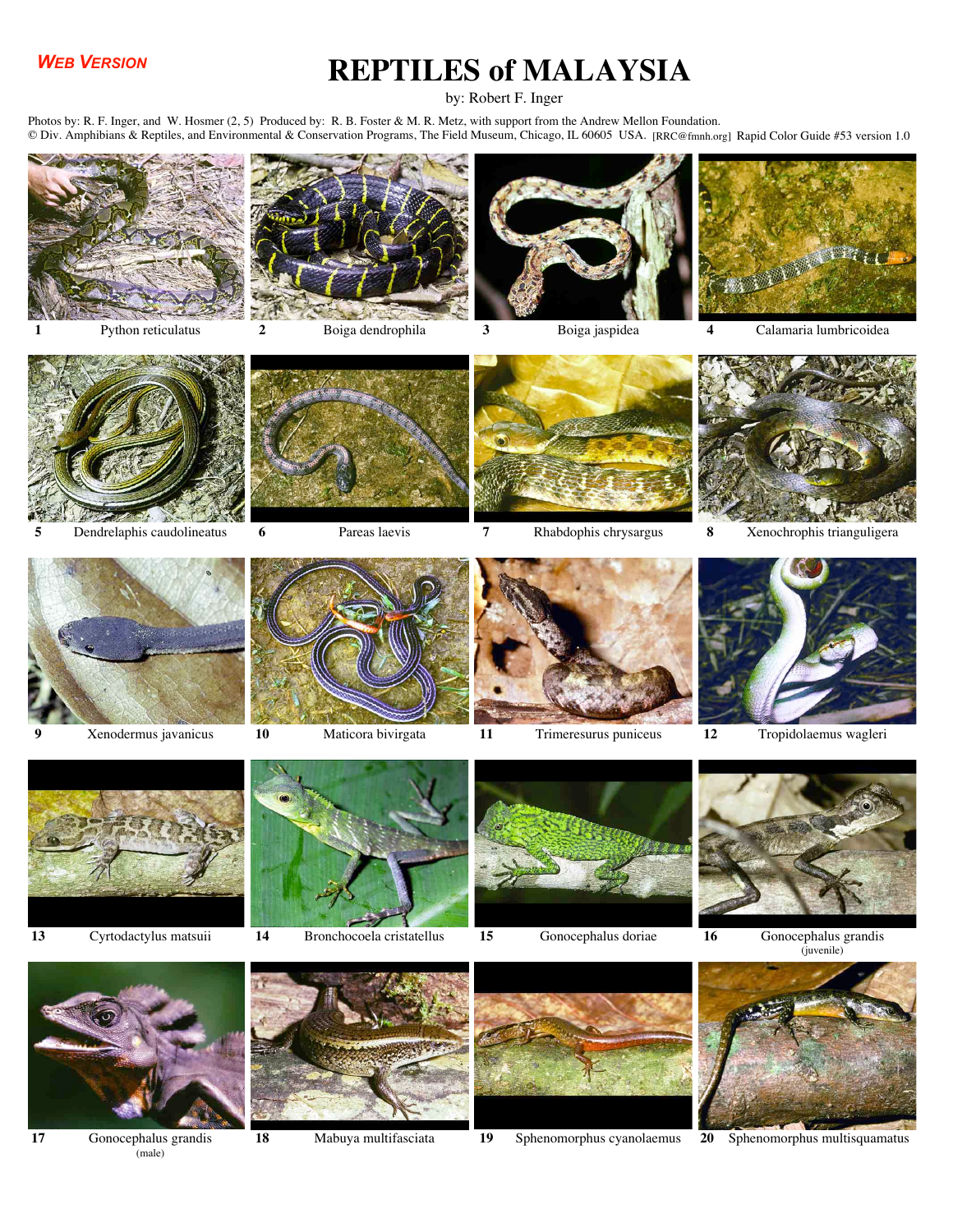**WEB VERSION**

# REPTILES of MALAYSIA

by: Robert F. Inger

Photos by: R. F. Inger, and W. Hosmer (2, 5) Produced by: R. B. Foster & M. R. Metz, with support from the Andrew Mellon Foundation.
© Div. Amphibians & Reptiles, and Environmental & Conservation Programs, The Field Museum, Chicago, IL 60605 USA. [RRC@fmnh.org] Rapid Color Guide #53 version 1.0

1 Python reticulatus

2 Boiga dendrophila

3 Boiga jaspidea

4 Calamaria lumbricoidea

5 Dendrelaphis caudolineatus

6 Pareas laevis

7 Rhabdophis chrysargus

8 Xenochrophis trianguligera

9 Xenodermus javanicus

10 Maticora bivirgata

11 Trimeresurus puniceus

12 Tropidolaemus wagleri

13 Cyrtodactylus matsuii

14 Bronchocoela cristatellus

15 Gonocephalus doriae

16 Gonocephalus grandis (juvenile)

17 Gonocephalus grandis (male)

18 Mabuya multifasciata

19 Sphenomorphus cyanolaemus

20 Sphenomorphus multisquamatus